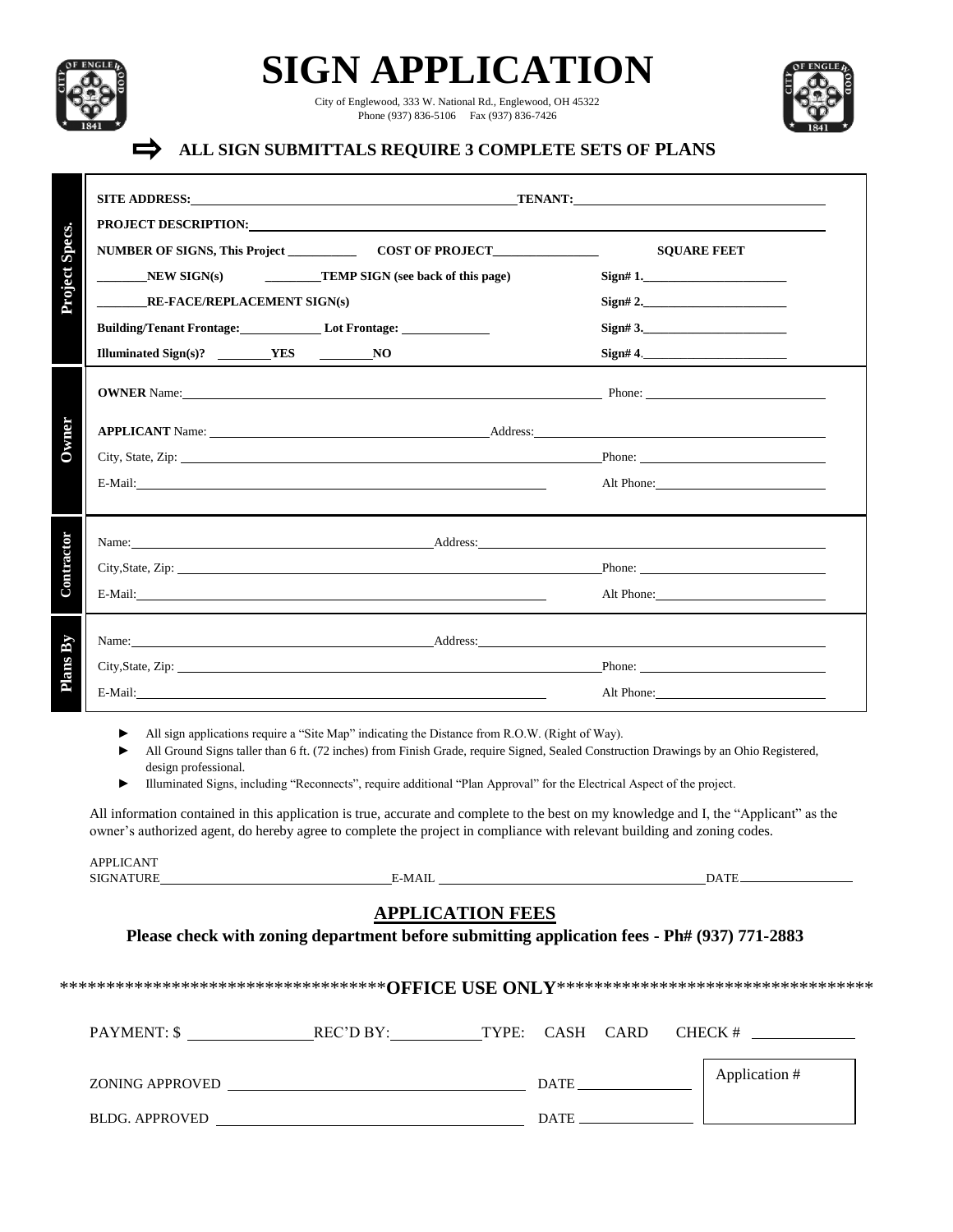# SIGN APPLICATION

City of Englewood, 333 W. National Rd., Englewood, OH 45322
Phone (937) 836-5106 Fax (937) 836-7426

➡ **ALL SIGN SUBMITTALS REQUIRE 3 COMPLETE SETS OF PLANS**

### Project Specs.

**SITE ADDRESS:** ______________________ **TENANT:** ______________________

**PROJECT DESCRIPTION:** ______________________

**NUMBER OF SIGNS, This Project** __________ **COST OF PROJECT** ______________ **SQUARE FEET**

_______**NEW SIGN(s)** _______**TEMP SIGN (see back of this page)** **Sign# 1.** ______________

_______**RE-FACE/REPLACEMENT SIGN(s)** **Sign# 2.** ______________

**Building/Tenant Frontage:** __________ **Lot Frontage:** __________ **Sign# 3.** ______________

**Illuminated Sign(s)?** _______**YES** _______**NO** **Sign# 4**. ______________

### Owner

**OWNER** Name: ______________________ Phone: ______________

**APPLICANT** Name: ______________________ Address: ______________________

City, State, Zip: ______________________ Phone: ______________

E-Mail: ______________________ Alt Phone: ______________

### Contractor

Name: ______________________ Address: ______________________

City,State, Zip: ______________________ Phone: ______________

E-Mail: ______________________ Alt Phone: ______________

### Plans By

Name: ______________________ Address: ______________________

City,State, Zip: ______________________ Phone: ______________

E-Mail: ______________________ Alt Phone: ______________

- All sign applications require a "Site Map" indicating the Distance from R.O.W. (Right of Way).
- All Ground Signs taller than 6 ft. (72 inches) from Finish Grade, require Signed, Sealed Construction Drawings by an Ohio Registered, design professional.
- Illuminated Signs, including "Reconnects", require additional "Plan Approval" for the Electrical Aspect of the project.

All information contained in this application is true, accurate and complete to the best on my knowledge and I, the "Applicant" as the owner's authorized agent, do hereby agree to complete the project in compliance with relevant building and zoning codes.

APPLICANT SIGNATURE ______________________ E-MAIL ______________________ DATE ______________

## APPLICATION FEES

**Please check with zoning department before submitting application fees - Ph# (937) 771-2883**

**************************************OFFICE USE ONLY**************************************

PAYMENT: $ ______________ REC'D BY: ______________ TYPE: CASH CARD CHECK # ______________

ZONING APPROVED ______________________ DATE ______________

BLDG. APPROVED ______________________ DATE ______________

Application # ______________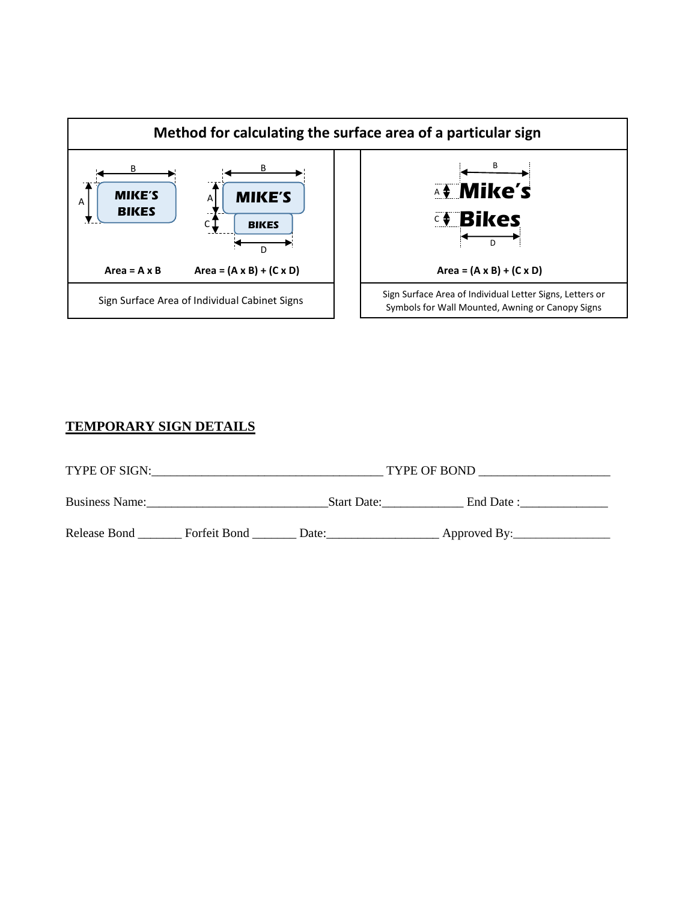| Method for calculating the surface area of a particular sign | |
| --- | --- |
| Area = A x B &nbsp;&nbsp;&nbsp; Area = (A x B) + (C x D) | Area = (A x B) + (C x D) |
| Sign Surface Area of Individual Cabinet Signs | Sign Surface Area of Individual Letter Signs, Letters or Symbols for Wall Mounted, Awning or Canopy Signs |

## TEMPORARY SIGN DETAILS

TYPE OF SIGN:___________________________________ TYPE OF BOND ____________________

Business Name:____________________________Start Date:_____________ End Date :______________

Release Bond _______ Forfeit Bond _______ Date:_________________ Approved By:_______________